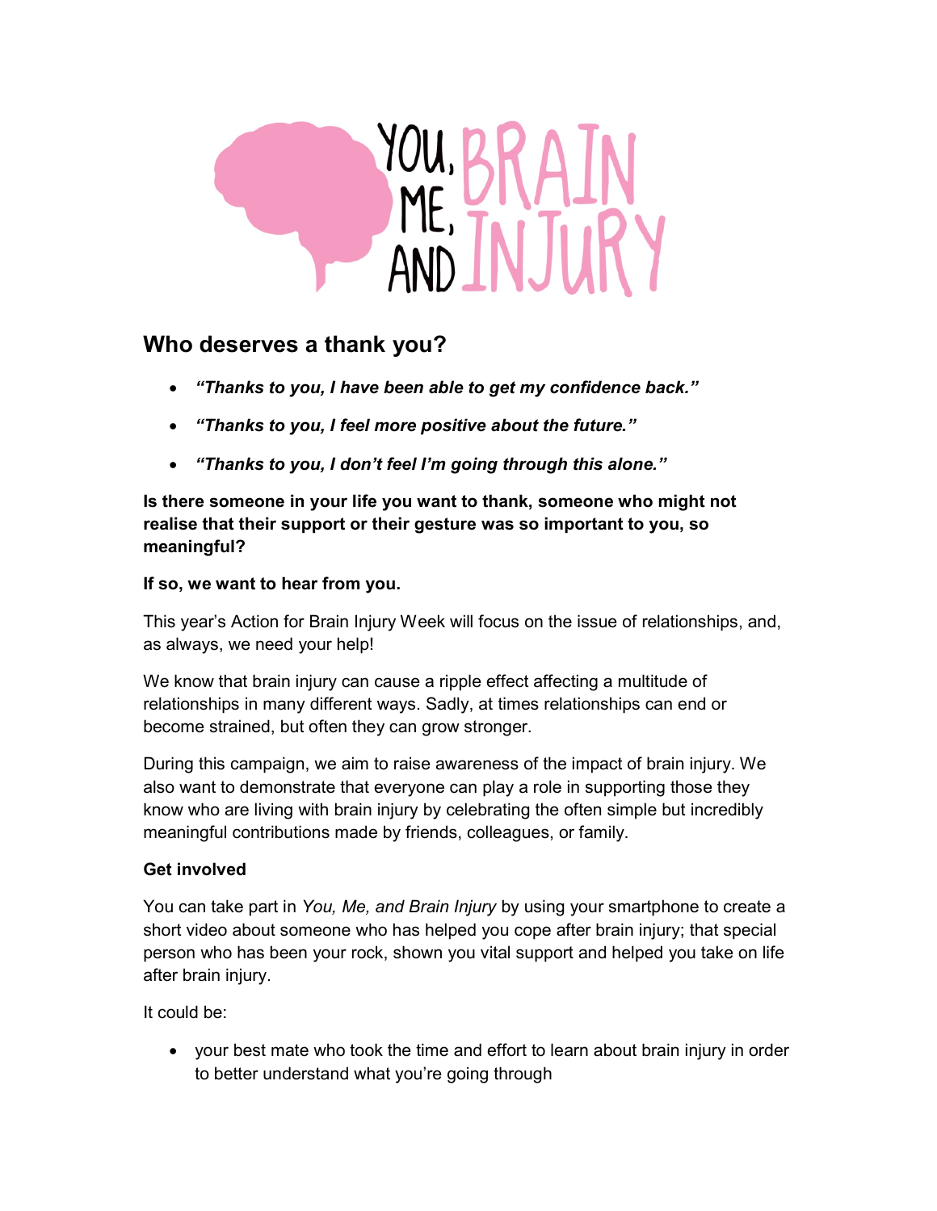# You, Me, and Brain Injury

## Who deserves a thank you?

- ***"Thanks to you, I have been able to get my confidence back."***
- ***"Thanks to you, I feel more positive about the future."***
- ***"Thanks to you, I don't feel I'm going through this alone."***

**Is there someone in your life you want to thank, someone who might not realise that their support or their gesture was so important to you, so meaningful?**

**If so, we want to hear from you.**

This year's Action for Brain Injury Week will focus on the issue of relationships, and, as always, we need your help!

We know that brain injury can cause a ripple effect affecting a multitude of relationships in many different ways. Sadly, at times relationships can end or become strained, but often they can grow stronger.

During this campaign, we aim to raise awareness of the impact of brain injury. We also want to demonstrate that everyone can play a role in supporting those they know who are living with brain injury by celebrating the often simple but incredibly meaningful contributions made by friends, colleagues, or family.

**Get involved**

You can take part in *You, Me, and Brain Injury* by using your smartphone to create a short video about someone who has helped you cope after brain injury; that special person who has been your rock, shown you vital support and helped you take on life after brain injury.

It could be:

- your best mate who took the time and effort to learn about brain injury in order to better understand what you're going through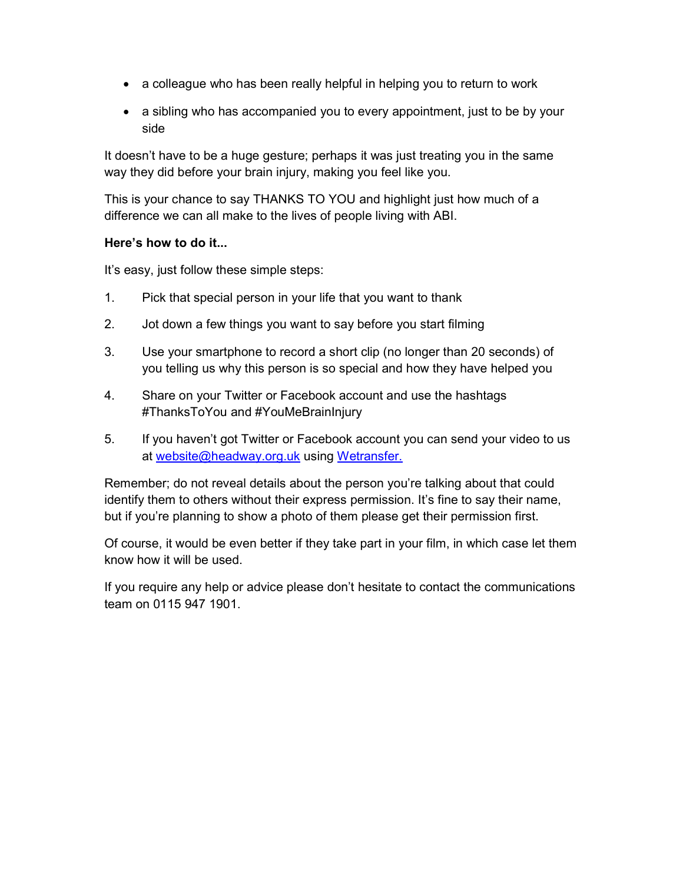- a colleague who has been really helpful in helping you to return to work
- a sibling who has accompanied you to every appointment, just to be by your side

It doesn't have to be a huge gesture; perhaps it was just treating you in the same way they did before your brain injury, making you feel like you.

This is your chance to say THANKS TO YOU and highlight just how much of a difference we can all make to the lives of people living with ABI.

**Here's how to do it...**

It's easy, just follow these simple steps:

1. Pick that special person in your life that you want to thank
2. Jot down a few things you want to say before you start filming
3. Use your smartphone to record a short clip (no longer than 20 seconds) of you telling us why this person is so special and how they have helped you
4. Share on your Twitter or Facebook account and use the hashtags #ThanksToYou and #YouMeBrainInjury
5. If you haven't got Twitter or Facebook account you can send your video to us at website@headway.org.uk using Wetransfer.

Remember; do not reveal details about the person you're talking about that could identify them to others without their express permission. It's fine to say their name, but if you're planning to show a photo of them please get their permission first.

Of course, it would be even better if they take part in your film, in which case let them know how it will be used.

If you require any help or advice please don't hesitate to contact the communications team on 0115 947 1901.